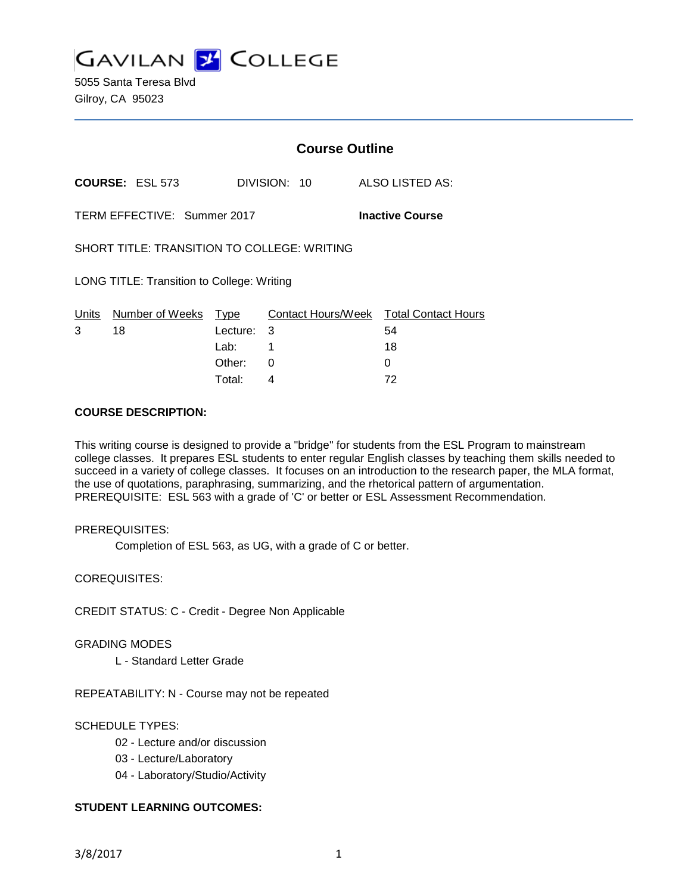# GAVILAN COLLEGE

5055 Santa Teresa Blvd
Gilroy, CA 95023

## Course Outline

**COURSE:** ESL 573 DIVISION: 10 ALSO LISTED AS:

TERM EFFECTIVE: Summer 2017 **Inactive Course**

SHORT TITLE: TRANSITION TO COLLEGE: WRITING

LONG TITLE: Transition to College: Writing

| Units | Number of Weeks | Type | Contact Hours/Week | Total Contact Hours |
|---|---|---|---|---|
| 3 | 18 | Lecture: | 3 | 54 |
| | | Lab: | 1 | 18 |
| | | Other: | 0 | 0 |
| | | Total: | 4 | 72 |

**COURSE DESCRIPTION:**

This writing course is designed to provide a "bridge" for students from the ESL Program to mainstream college classes. It prepares ESL students to enter regular English classes by teaching them skills needed to succeed in a variety of college classes. It focuses on an introduction to the research paper, the MLA format, the use of quotations, paraphrasing, summarizing, and the rhetorical pattern of argumentation. PREREQUISITE: ESL 563 with a grade of 'C' or better or ESL Assessment Recommendation.

PREREQUISITES:

Completion of ESL 563, as UG, with a grade of C or better.

COREQUISITES:

CREDIT STATUS: C - Credit - Degree Non Applicable

GRADING MODES

L - Standard Letter Grade

REPEATABILITY: N - Course may not be repeated

SCHEDULE TYPES:

02 - Lecture and/or discussion
03 - Lecture/Laboratory
04 - Laboratory/Studio/Activity

**STUDENT LEARNING OUTCOMES:**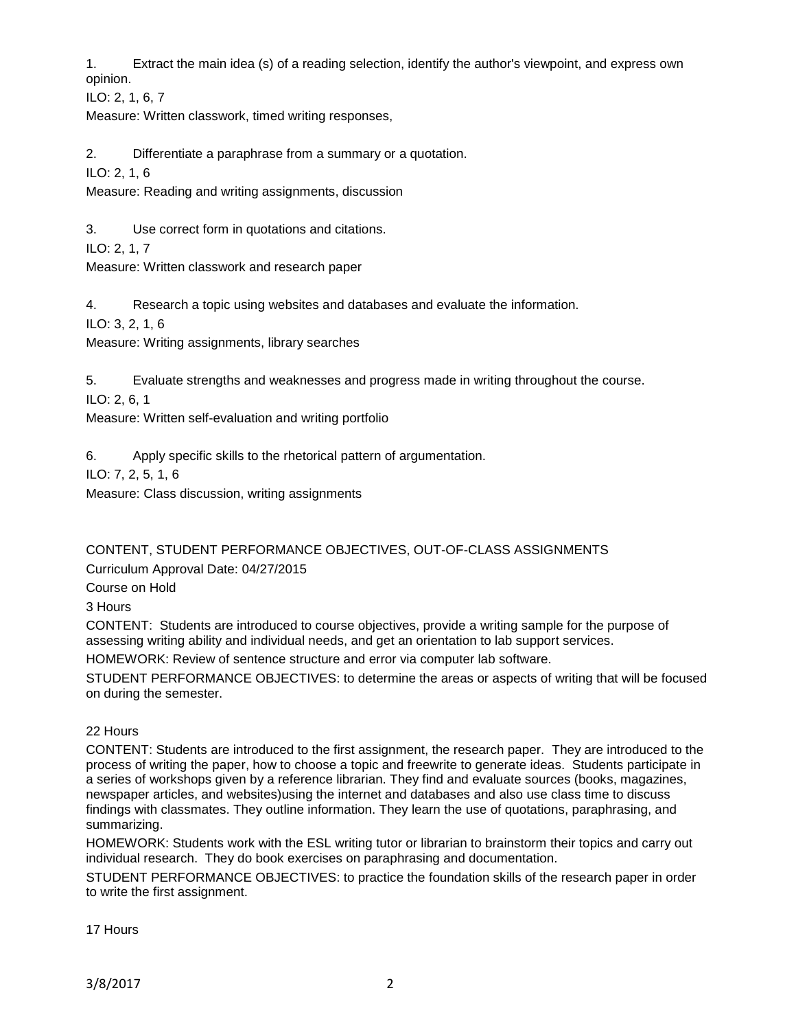1. Extract the main idea (s) of a reading selection, identify the author's viewpoint, and express own opinion.

ILO: 2, 1, 6, 7

Measure: Written classwork, timed writing responses,

2. Differentiate a paraphrase from a summary or a quotation.

ILO: 2, 1, 6

Measure: Reading and writing assignments, discussion

3. Use correct form in quotations and citations.

ILO: 2, 1, 7

Measure: Written classwork and research paper

4. Research a topic using websites and databases and evaluate the information.

ILO: 3, 2, 1, 6

Measure: Writing assignments, library searches

5. Evaluate strengths and weaknesses and progress made in writing throughout the course.

ILO: 2, 6, 1

Measure: Written self-evaluation and writing portfolio

6. Apply specific skills to the rhetorical pattern of argumentation.

ILO: 7, 2, 5, 1, 6

Measure: Class discussion, writing assignments

CONTENT, STUDENT PERFORMANCE OBJECTIVES, OUT-OF-CLASS ASSIGNMENTS

Curriculum Approval Date: 04/27/2015

Course on Hold

3 Hours

CONTENT: Students are introduced to course objectives, provide a writing sample for the purpose of assessing writing ability and individual needs, and get an orientation to lab support services.

HOMEWORK: Review of sentence structure and error via computer lab software.

STUDENT PERFORMANCE OBJECTIVES: to determine the areas or aspects of writing that will be focused on during the semester.

22 Hours

CONTENT: Students are introduced to the first assignment, the research paper. They are introduced to the process of writing the paper, how to choose a topic and freewrite to generate ideas. Students participate in a series of workshops given by a reference librarian. They find and evaluate sources (books, magazines, newspaper articles, and websites)using the internet and databases and also use class time to discuss findings with classmates. They outline information. They learn the use of quotations, paraphrasing, and summarizing.

HOMEWORK: Students work with the ESL writing tutor or librarian to brainstorm their topics and carry out individual research. They do book exercises on paraphrasing and documentation.

STUDENT PERFORMANCE OBJECTIVES: to practice the foundation skills of the research paper in order to write the first assignment.

17 Hours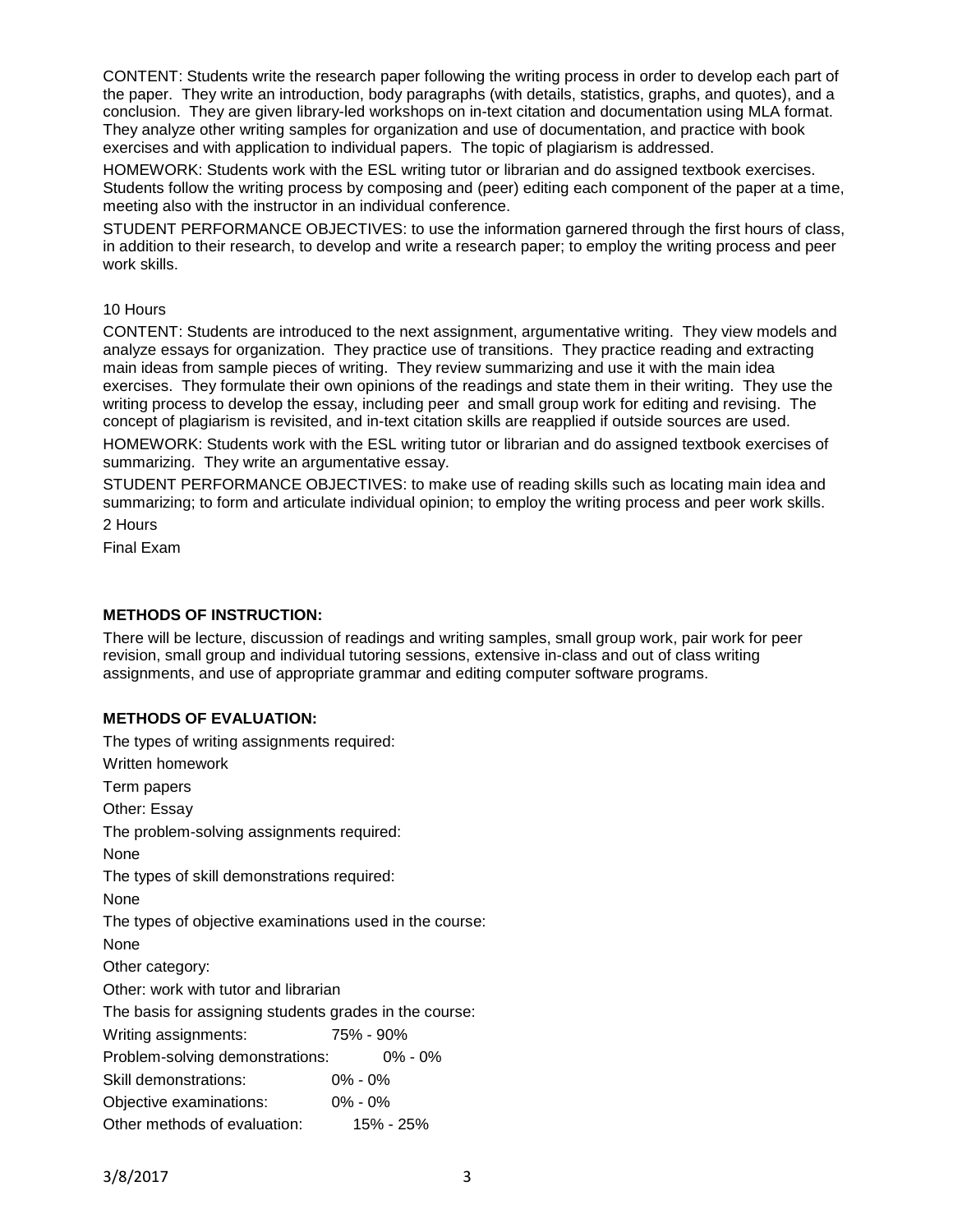CONTENT: Students write the research paper following the writing process in order to develop each part of the paper. They write an introduction, body paragraphs (with details, statistics, graphs, and quotes), and a conclusion. They are given library-led workshops on in-text citation and documentation using MLA format. They analyze other writing samples for organization and use of documentation, and practice with book exercises and with application to individual papers. The topic of plagiarism is addressed.

HOMEWORK: Students work with the ESL writing tutor or librarian and do assigned textbook exercises. Students follow the writing process by composing and (peer) editing each component of the paper at a time, meeting also with the instructor in an individual conference.

STUDENT PERFORMANCE OBJECTIVES: to use the information garnered through the first hours of class, in addition to their research, to develop and write a research paper; to employ the writing process and peer work skills.

10 Hours

CONTENT: Students are introduced to the next assignment, argumentative writing. They view models and analyze essays for organization. They practice use of transitions. They practice reading and extracting main ideas from sample pieces of writing. They review summarizing and use it with the main idea exercises. They formulate their own opinions of the readings and state them in their writing. They use the writing process to develop the essay, including peer and small group work for editing and revising. The concept of plagiarism is revisited, and in-text citation skills are reapplied if outside sources are used.

HOMEWORK: Students work with the ESL writing tutor or librarian and do assigned textbook exercises of summarizing. They write an argumentative essay.

STUDENT PERFORMANCE OBJECTIVES: to make use of reading skills such as locating main idea and summarizing; to form and articulate individual opinion; to employ the writing process and peer work skills.

2 Hours

Final Exam

**METHODS OF INSTRUCTION:**

There will be lecture, discussion of readings and writing samples, small group work, pair work for peer revision, small group and individual tutoring sessions, extensive in-class and out of class writing assignments, and use of appropriate grammar and editing computer software programs.

**METHODS OF EVALUATION:**

The types of writing assignments required:

Written homework

Term papers

Other: Essay

The problem-solving assignments required:

None

The types of skill demonstrations required:

None

The types of objective examinations used in the course:

None

Other category:

Other: work with tutor and librarian

The basis for assigning students grades in the course:

| | |
|---|---|
| Writing assignments: | 75% - 90% |
| Problem-solving demonstrations: | 0% - 0% |
| Skill demonstrations: | 0% - 0% |
| Objective examinations: | 0% - 0% |
| Other methods of evaluation: | 15% - 25% |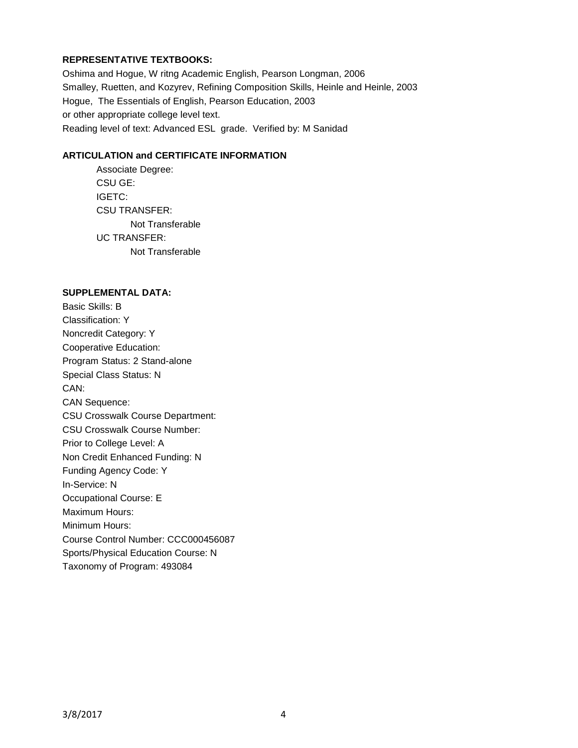**REPRESENTATIVE TEXTBOOKS:**

Oshima and Hogue, W ritng Academic English, Pearson Longman, 2006
Smalley, Ruetten, and Kozyrev, Refining Composition Skills, Heinle and Heinle, 2003
Hogue, The Essentials of English, Pearson Education, 2003
or other appropriate college level text.
Reading level of text: Advanced ESL grade. Verified by: M Sanidad

**ARTICULATION and CERTIFICATE INFORMATION**

Associate Degree:
CSU GE:
IGETC:
CSU TRANSFER:
Not Transferable
UC TRANSFER:
Not Transferable

**SUPPLEMENTAL DATA:**

Basic Skills: B
Classification: Y
Noncredit Category: Y
Cooperative Education:
Program Status: 2 Stand-alone
Special Class Status: N
CAN:
CAN Sequence:
CSU Crosswalk Course Department:
CSU Crosswalk Course Number:
Prior to College Level: A
Non Credit Enhanced Funding: N
Funding Agency Code: Y
In-Service: N
Occupational Course: E
Maximum Hours:
Minimum Hours:
Course Control Number: CCC000456087
Sports/Physical Education Course: N
Taxonomy of Program: 493084